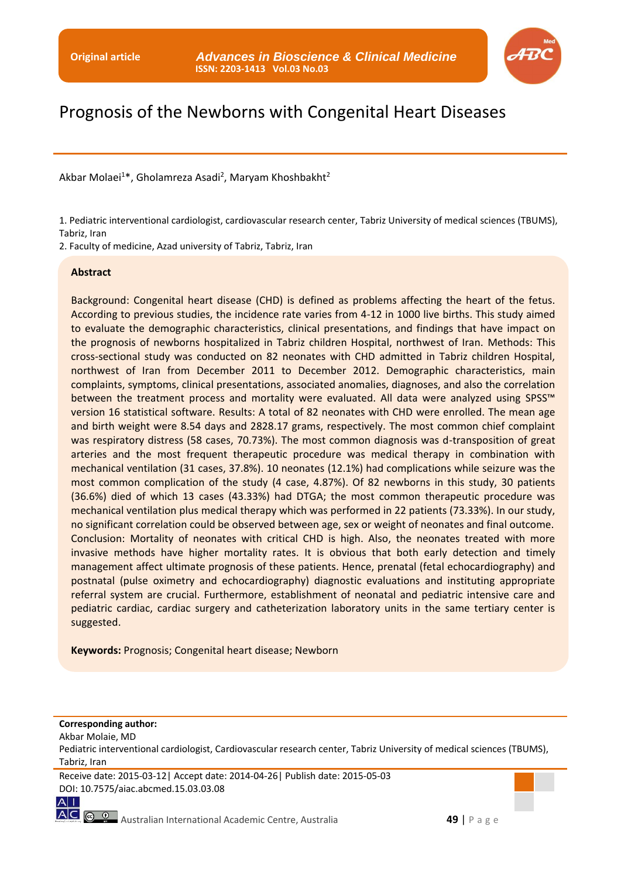Original article

# Prognosis of the Newborns with Congenital Heart Diseases

Akbar Molaei[1]*, Gholamreza Asadi[2], Maryam Khoshbakht[2]

1. Pediatric interventional cardiologist, cardiovascular research center, Tabriz University of medical sciences (TBUMS), Tabriz, Iran
2. Faculty of medicine, Azad university of Tabriz, Tabriz, Iran

## Abstract

Background: Congenital heart disease (CHD) is defined as problems affecting the heart of the fetus. According to previous studies, the incidence rate varies from 4-12 in 1000 live births. This study aimed to evaluate the demographic characteristics, clinical presentations, and findings that have impact on the prognosis of newborns hospitalized in Tabriz children Hospital, northwest of Iran. Methods: This cross-sectional study was conducted on 82 neonates with CHD admitted in Tabriz children Hospital, northwest of Iran from December 2011 to December 2012. Demographic characteristics, main complaints, symptoms, clinical presentations, associated anomalies, diagnoses, and also the correlation between the treatment process and mortality were evaluated. All data were analyzed using SPSS™ version 16 statistical software. Results: A total of 82 neonates with CHD were enrolled. The mean age and birth weight were 8.54 days and 2828.17 grams, respectively. The most common chief complaint was respiratory distress (58 cases, 70.73%). The most common diagnosis was d-transposition of great arteries and the most frequent therapeutic procedure was medical therapy in combination with mechanical ventilation (31 cases, 37.8%). 10 neonates (12.1%) had complications while seizure was the most common complication of the study (4 case, 4.87%). Of 82 newborns in this study, 30 patients (36.6%) died of which 13 cases (43.33%) had DTGA; the most common therapeutic procedure was mechanical ventilation plus medical therapy which was performed in 22 patients (73.33%). In our study, no significant correlation could be observed between age, sex or weight of neonates and final outcome. Conclusion: Mortality of neonates with critical CHD is high. Also, the neonates treated with more invasive methods have higher mortality rates. It is obvious that both early detection and timely management affect ultimate prognosis of these patients. Hence, prenatal (fetal echocardiography) and postnatal (pulse oximetry and echocardiography) diagnostic evaluations and instituting appropriate referral system are crucial. Furthermore, establishment of neonatal and pediatric intensive care and pediatric cardiac, cardiac surgery and catheterization laboratory units in the same tertiary center is suggested.

**Keywords:** Prognosis; Congenital heart disease; Newborn

**Corresponding author:**
Akbar Molaie, MD
Pediatric interventional cardiologist, Cardiovascular research center, Tabriz University of medical sciences (TBUMS), Tabriz, Iran

Receive date: 2015-03-12| Accept date: 2014-04-26| Publish date: 2015-05-03
DOI: 10.7575/aiac.abcmed.15.03.03.08

Australian International Academic Centre, Australia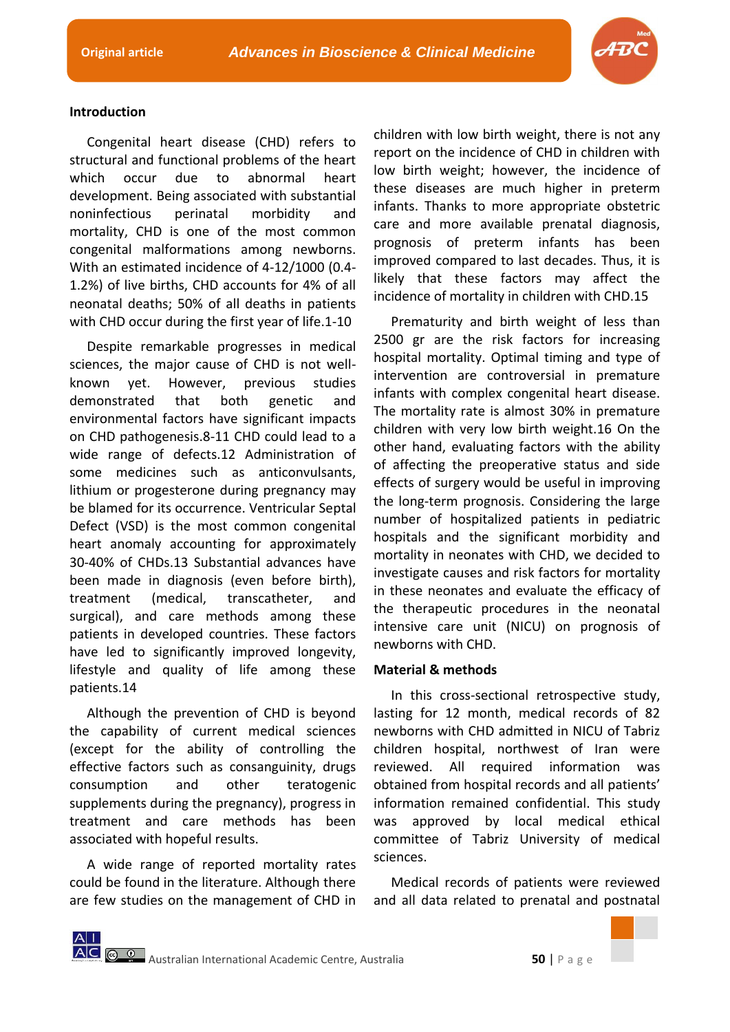## Introduction

Congenital heart disease (CHD) refers to structural and functional problems of the heart which occur due to abnormal heart development. Being associated with substantial noninfectious perinatal morbidity and mortality, CHD is one of the most common congenital malformations among newborns. With an estimated incidence of 4-12/1000 (0.4-1.2%) of live births, CHD accounts for 4% of all neonatal deaths; 50% of all deaths in patients with CHD occur during the first year of life.[1-10]

Despite remarkable progresses in medical sciences, the major cause of CHD is not well-known yet. However, previous studies demonstrated that both genetic and environmental factors have significant impacts on CHD pathogenesis.[8-11] CHD could lead to a wide range of defects.[12] Administration of some medicines such as anticonvulsants, lithium or progesterone during pregnancy may be blamed for its occurrence. Ventricular Septal Defect (VSD) is the most common congenital heart anomaly accounting for approximately 30-40% of CHDs.[13] Substantial advances have been made in diagnosis (even before birth), treatment (medical, transcatheter, and surgical), and care methods among these patients in developed countries. These factors have led to significantly improved longevity, lifestyle and quality of life among these patients.[14]

Although the prevention of CHD is beyond the capability of current medical sciences (except for the ability of controlling the effective factors such as consanguinity, drugs consumption and other teratogenic supplements during the pregnancy), progress in treatment and care methods has been associated with hopeful results.

A wide range of reported mortality rates could be found in the literature. Although there are few studies on the management of CHD in children with low birth weight, there is not any report on the incidence of CHD in children with low birth weight; however, the incidence of these diseases are much higher in preterm infants. Thanks to more appropriate obstetric care and more available prenatal diagnosis, prognosis of preterm infants has been improved compared to last decades. Thus, it is likely that these factors may affect the incidence of mortality in children with CHD.[15]

Prematurity and birth weight of less than 2500 gr are the risk factors for increasing hospital mortality. Optimal timing and type of intervention are controversial in premature infants with complex congenital heart disease. The mortality rate is almost 30% in premature children with very low birth weight.[16] On the other hand, evaluating factors with the ability of affecting the preoperative status and side effects of surgery would be useful in improving the long-term prognosis. Considering the large number of hospitalized patients in pediatric hospitals and the significant morbidity and mortality in neonates with CHD, we decided to investigate causes and risk factors for mortality in these neonates and evaluate the efficacy of the therapeutic procedures in the neonatal intensive care unit (NICU) on prognosis of newborns with CHD.

## Material & methods

In this cross-sectional retrospective study, lasting for 12 month, medical records of 82 newborns with CHD admitted in NICU of Tabriz children hospital, northwest of Iran were reviewed. All required information was obtained from hospital records and all patients' information remained confidential. This study was approved by local medical ethical committee of Tabriz University of medical sciences.

Medical records of patients were reviewed and all data related to prenatal and postnatal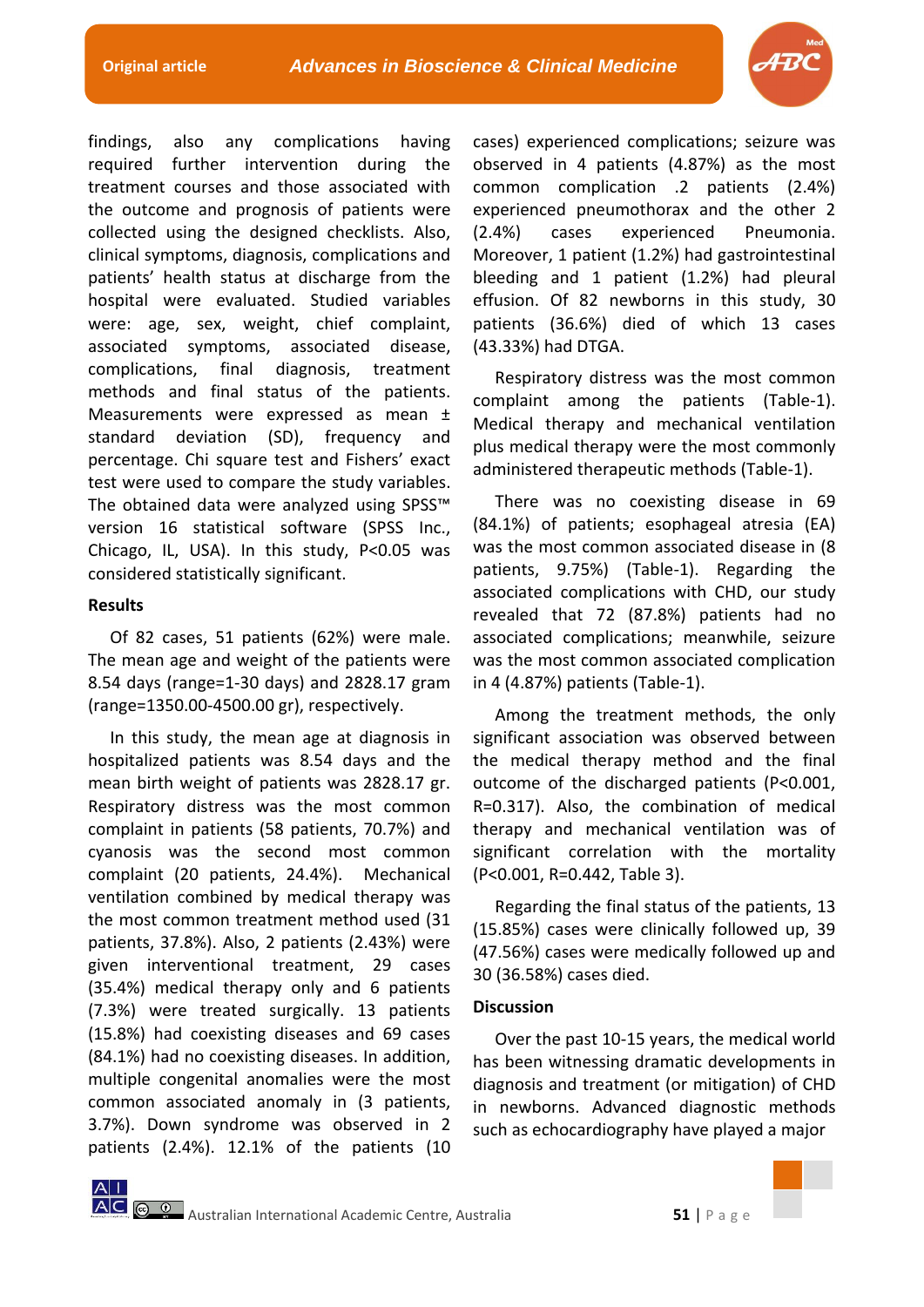findings, also any complications having required further intervention during the treatment courses and those associated with the outcome and prognosis of patients were collected using the designed checklists. Also, clinical symptoms, diagnosis, complications and patients' health status at discharge from the hospital were evaluated. Studied variables were: age, sex, weight, chief complaint, associated symptoms, associated disease, complications, final diagnosis, treatment methods and final status of the patients. Measurements were expressed as mean ± standard deviation (SD), frequency and percentage. Chi square test and Fishers' exact test were used to compare the study variables. The obtained data were analyzed using SPSS™ version 16 statistical software (SPSS Inc., Chicago, IL, USA). In this study, $P<0.05$ was considered statistically significant.

## Results

Of 82 cases, 51 patients (62%) were male. The mean age and weight of the patients were 8.54 days (range=1-30 days) and 2828.17 gram (range=1350.00-4500.00 gr), respectively.

In this study, the mean age at diagnosis in hospitalized patients was 8.54 days and the mean birth weight of patients was 2828.17 gr. Respiratory distress was the most common complaint in patients (58 patients, 70.7%) and cyanosis was the second most common complaint (20 patients, 24.4%). Mechanical ventilation combined by medical therapy was the most common treatment method used (31 patients, 37.8%). Also, 2 patients (2.43%) were given interventional treatment, 29 cases (35.4%) medical therapy only and 6 patients (7.3%) were treated surgically. 13 patients (15.8%) had coexisting diseases and 69 cases (84.1%) had no coexisting diseases. In addition, multiple congenital anomalies were the most common associated anomaly in (3 patients, 3.7%). Down syndrome was observed in 2 patients (2.4%). 12.1% of the patients (10 cases) experienced complications; seizure was observed in 4 patients (4.87%) as the most common complication .2 patients (2.4%) experienced pneumothorax and the other 2 (2.4%) cases experienced Pneumonia. Moreover, 1 patient (1.2%) had gastrointestinal bleeding and 1 patient (1.2%) had pleural effusion. Of 82 newborns in this study, 30 patients (36.6%) died of which 13 cases (43.33%) had DTGA.

Respiratory distress was the most common complaint among the patients (Table-1). Medical therapy and mechanical ventilation plus medical therapy were the most commonly administered therapeutic methods (Table-1).

There was no coexisting disease in 69 (84.1%) of patients; esophageal atresia (EA) was the most common associated disease in (8 patients, 9.75%) (Table-1). Regarding the associated complications with CHD, our study revealed that 72 (87.8%) patients had no associated complications; meanwhile, seizure was the most common associated complication in 4 (4.87%) patients (Table-1).

Among the treatment methods, the only significant association was observed between the medical therapy method and the final outcome of the discharged patients ($P<0.001$, $R=0.317$). Also, the combination of medical therapy and mechanical ventilation was of significant correlation with the mortality ($P<0.001$, $R=0.442$, Table 3).

Regarding the final status of the patients, 13 (15.85%) cases were clinically followed up, 39 (47.56%) cases were medically followed up and 30 (36.58%) cases died.

## Discussion

Over the past 10-15 years, the medical world has been witnessing dramatic developments in diagnosis and treatment (or mitigation) of CHD in newborns. Advanced diagnostic methods such as echocardiography have played a major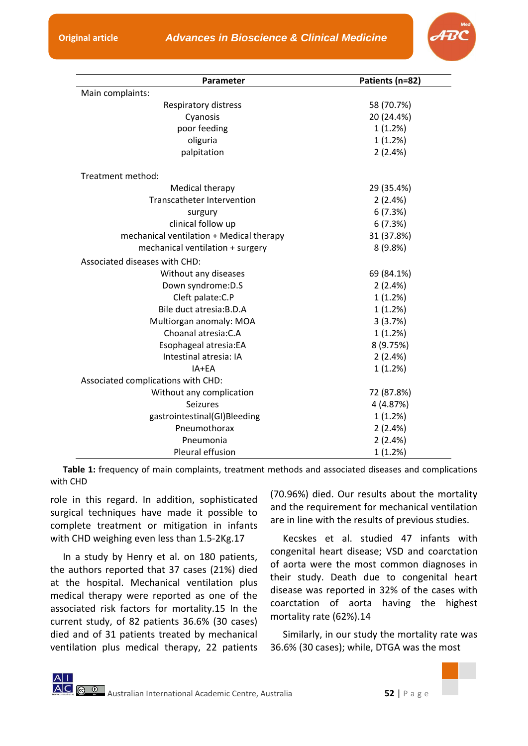| Parameter | Patients (n=82) |
|---|---|
| Main complaints: | |
| Respiratory distress | 58 (70.7%) |
| Cyanosis | 20 (24.4%) |
| poor feeding | 1 (1.2%) |
| oliguria | 1 (1.2%) |
| palpitation | 2 (2.4%) |
| Treatment method: | |
| Medical therapy | 29 (35.4%) |
| Transcatheter Intervention | 2 (2.4%) |
| surgury | 6 (7.3%) |
| clinical follow up | 6 (7.3%) |
| mechanical ventilation + Medical therapy | 31 (37.8%) |
| mechanical ventilation + surgery | 8 (9.8%) |
| Associated diseases with CHD: | |
| Without any diseases | 69 (84.1%) |
| Down syndrome:D.S | 2 (2.4%) |
| Cleft palate:C.P | 1 (1.2%) |
| Bile duct atresia:B.D.A | 1 (1.2%) |
| Multiorgan anomaly: MOA | 3 (3.7%) |
| Choanal atresia:C.A | 1 (1.2%) |
| Esophageal atresia:EA | 8 (9.75%) |
| Intestinal atresia: IA | 2 (2.4%) |
| IA+EA | 1 (1.2%) |
| Associated complications with CHD: | |
| Without any complication | 72 (87.8%) |
| Seizures | 4 (4.87%) |
| gastrointestinal(GI)Bleeding | 1 (1.2%) |
| Pneumothorax | 2 (2.4%) |
| Pneumonia | 2 (2.4%) |
| Pleural effusion | 1 (1.2%) |

**Table 1:** frequency of main complaints, treatment methods and associated diseases and complications with CHD

role in this regard. In addition, sophisticated surgical techniques have made it possible to complete treatment or mitigation in infants with CHD weighing even less than 1.5-2Kg.[17]

In a study by Henry et al. on 180 patients, the authors reported that 37 cases (21%) died at the hospital. Mechanical ventilation plus medical therapy were reported as one of the associated risk factors for mortality.[15] In the current study, of 82 patients 36.6% (30 cases) died and of 31 patients treated by mechanical ventilation plus medical therapy, 22 patients (70.96%) died. Our results about the mortality and the requirement for mechanical ventilation are in line with the results of previous studies.

Kecskes et al. studied 47 infants with congenital heart disease; VSD and coarctation of aorta were the most common diagnoses in their study. Death due to congenital heart disease was reported in 32% of the cases with coarctation of aorta having the highest mortality rate (62%).[14]

Similarly, in our study the mortality rate was 36.6% (30 cases); while, DTGA was the most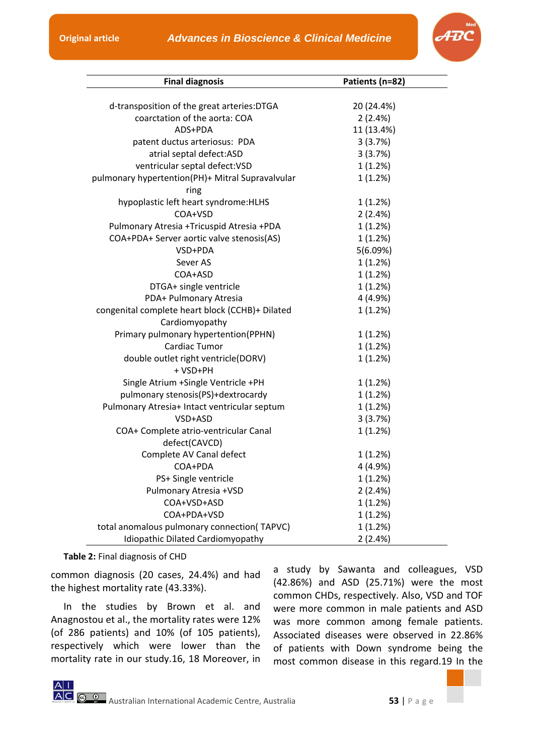| Final diagnosis | Patients (n=82) |
|---|---|
| d-transposition of the great arteries:DTGA | 20 (24.4%) |
| coarctation of the aorta: COA | 2 (2.4%) |
| ADS+PDA | 11 (13.4%) |
| patent ductus arteriosus: PDA | 3 (3.7%) |
| atrial septal defect:ASD | 3 (3.7%) |
| ventricular septal defect:VSD | 1 (1.2%) |
| pulmonary hypertention(PH)+ Mitral Supravalvular ring | 1 (1.2%) |
| hypoplastic left heart syndrome:HLHS | 1 (1.2%) |
| COA+VSD | 2 (2.4%) |
| Pulmonary Atresia +Tricuspid Atresia +PDA | 1 (1.2%) |
| COA+PDA+ Server aortic valve stenosis(AS) | 1 (1.2%) |
| VSD+PDA | 5(6.09%) |
| Sever AS | 1 (1.2%) |
| COA+ASD | 1 (1.2%) |
| DTGA+ single ventricle | 1 (1.2%) |
| PDA+ Pulmonary Atresia | 4 (4.9%) |
| congenital complete heart block (CCHB)+ Dilated Cardiomyopathy | 1 (1.2%) |
| Primary pulmonary hypertention(PPHN) | 1 (1.2%) |
| Cardiac Tumor | 1 (1.2%) |
| double outlet right ventricle(DORV) + VSD+PH | 1 (1.2%) |
| Single Atrium +Single Ventricle +PH | 1 (1.2%) |
| pulmonary stenosis(PS)+dextrocardy | 1 (1.2%) |
| Pulmonary Atresia+ Intact ventricular septum | 1 (1.2%) |
| VSD+ASD | 3 (3.7%) |
| COA+ Complete atrio-ventricular Canal defect(CAVCD) | 1 (1.2%) |
| Complete AV Canal defect | 1 (1.2%) |
| COA+PDA | 4 (4.9%) |
| PS+ Single ventricle | 1 (1.2%) |
| Pulmonary Atresia +VSD | 2 (2.4%) |
| COA+VSD+ASD | 1 (1.2%) |
| COA+PDA+VSD | 1 (1.2%) |
| total anomalous pulmonary connection( TAPVC) | 1 (1.2%) |
| Idiopathic Dilated Cardiomyopathy | 2 (2.4%) |

**Table 2:** Final diagnosis of CHD

common diagnosis (20 cases, 24.4%) and had the highest mortality rate (43.33%).

In the studies by Brown et al. and Anagnostou et al., the mortality rates were 12% (of 286 patients) and 10% (of 105 patients), respectively which were lower than the mortality rate in our study.16, 18 Moreover, in a study by Sawanta and colleagues, VSD (42.86%) and ASD (25.71%) were the most common CHDs, respectively. Also, VSD and TOF were more common in male patients and ASD was more common among female patients. Associated diseases were observed in 22.86% of patients with Down syndrome being the most common disease in this regard.19 In the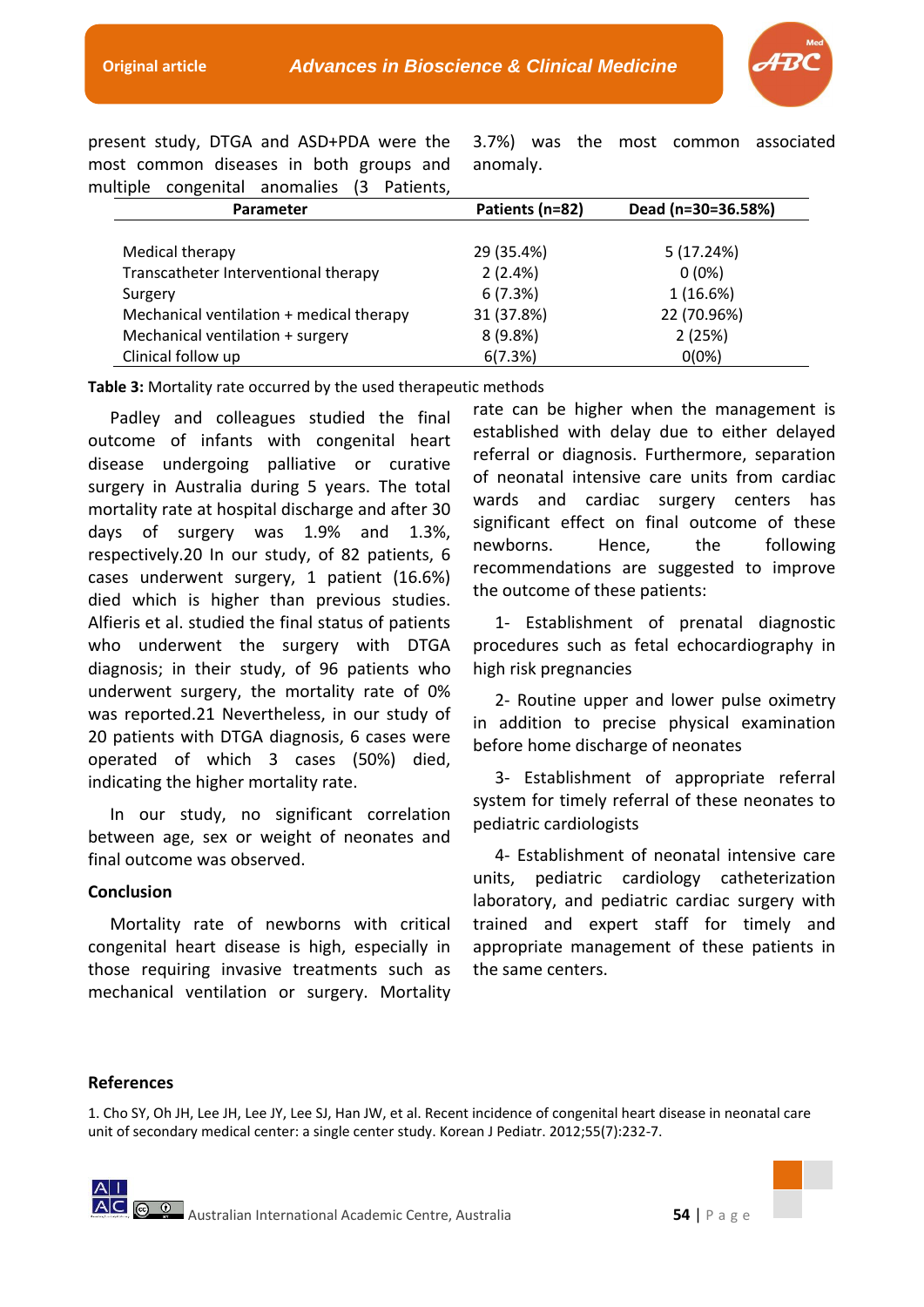present study, DTGA and ASD+PDA were the most common diseases in both groups and multiple congenital anomalies (3 Patients, 3.7%) was the most common associated anomaly.

| Parameter | Patients (n=82) | Dead (n=30=36.58%) |
|---|---|---|
| Medical therapy | 29 (35.4%) | 5 (17.24%) |
| Transcatheter Interventional therapy | 2 (2.4%) | 0 (0%) |
| Surgery | 6 (7.3%) | 1 (16.6%) |
| Mechanical ventilation + medical therapy | 31 (37.8%) | 22 (70.96%) |
| Mechanical ventilation + surgery | 8 (9.8%) | 2 (25%) |
| Clinical follow up | 6(7.3%) | 0(0%) |

**Table 3:** Mortality rate occurred by the used therapeutic methods

Padley and colleagues studied the final outcome of infants with congenital heart disease undergoing palliative or curative surgery in Australia during 5 years. The total mortality rate at hospital discharge and after 30 days of surgery was 1.9% and 1.3%, respectively.20 In our study, of 82 patients, 6 cases underwent surgery, 1 patient (16.6%) died which is higher than previous studies. Alfieris et al. studied the final status of patients who underwent the surgery with DTGA diagnosis; in their study, of 96 patients who underwent surgery, the mortality rate of 0% was reported.21 Nevertheless, in our study of 20 patients with DTGA diagnosis, 6 cases were operated of which 3 cases (50%) died, indicating the higher mortality rate.

In our study, no significant correlation between age, sex or weight of neonates and final outcome was observed.

## Conclusion

Mortality rate of newborns with critical congenital heart disease is high, especially in those requiring invasive treatments such as mechanical ventilation or surgery. Mortality rate can be higher when the management is established with delay due to either delayed referral or diagnosis. Furthermore, separation of neonatal intensive care units from cardiac wards and cardiac surgery centers has significant effect on final outcome of these newborns. Hence, the following recommendations are suggested to improve the outcome of these patients:

1- Establishment of prenatal diagnostic procedures such as fetal echocardiography in high risk pregnancies

2- Routine upper and lower pulse oximetry in addition to precise physical examination before home discharge of neonates

3- Establishment of appropriate referral system for timely referral of these neonates to pediatric cardiologists

4- Establishment of neonatal intensive care units, pediatric cardiology catheterization laboratory, and pediatric cardiac surgery with trained and expert staff for timely and appropriate management of these patients in the same centers.

## References

1. Cho SY, Oh JH, Lee JH, Lee JY, Lee SJ, Han JW, et al. Recent incidence of congenital heart disease in neonatal care unit of secondary medical center: a single center study. Korean J Pediatr. 2012;55(7):232-7.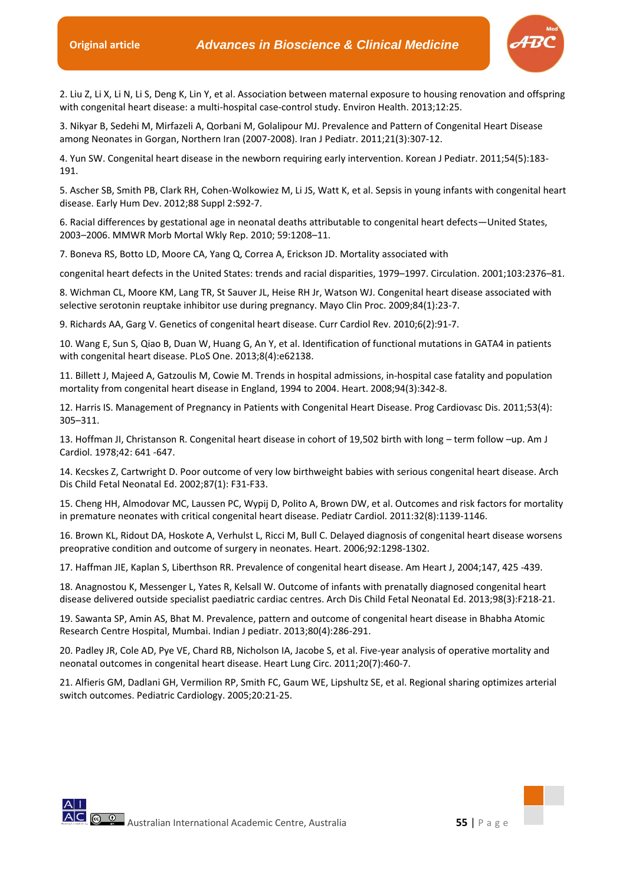2. Liu Z, Li X, Li N, Li S, Deng K, Lin Y, et al. Association between maternal exposure to housing renovation and offspring with congenital heart disease: a multi-hospital case-control study. Environ Health. 2013;12:25.

3. Nikyar B, Sedehi M, Mirfazeli A, Qorbani M, Golalipour MJ. Prevalence and Pattern of Congenital Heart Disease among Neonates in Gorgan, Northern Iran (2007-2008). Iran J Pediatr. 2011;21(3):307-12.

4. Yun SW. Congenital heart disease in the newborn requiring early intervention. Korean J Pediatr. 2011;54(5):183-191.

5. Ascher SB, Smith PB, Clark RH, Cohen-Wolkowiez M, Li JS, Watt K, et al. Sepsis in young infants with congenital heart disease. Early Hum Dev. 2012;88 Suppl 2:S92-7.

6. Racial differences by gestational age in neonatal deaths attributable to congenital heart defects—United States, 2003–2006. MMWR Morb Mortal Wkly Rep. 2010; 59:1208–11.

7. Boneva RS, Botto LD, Moore CA, Yang Q, Correa A, Erickson JD. Mortality associated with

congenital heart defects in the United States: trends and racial disparities, 1979–1997. Circulation. 2001;103:2376–81.

8. Wichman CL, Moore KM, Lang TR, St Sauver JL, Heise RH Jr, Watson WJ. Congenital heart disease associated with selective serotonin reuptake inhibitor use during pregnancy. Mayo Clin Proc. 2009;84(1):23-7.

9. Richards AA, Garg V. Genetics of congenital heart disease. Curr Cardiol Rev. 2010;6(2):91-7.

10. Wang E, Sun S, Qiao B, Duan W, Huang G, An Y, et al. Identification of functional mutations in GATA4 in patients with congenital heart disease. PLoS One. 2013;8(4):e62138.

11. Billett J, Majeed A, Gatzoulis M, Cowie M. Trends in hospital admissions, in-hospital case fatality and population mortality from congenital heart disease in England, 1994 to 2004. Heart. 2008;94(3):342-8.

12. Harris IS. Management of Pregnancy in Patients with Congenital Heart Disease. Prog Cardiovasc Dis. 2011;53(4): 305–311.

13. Hoffman JI, Christanson R. Congenital heart disease in cohort of 19,502 birth with long – term follow –up. Am J Cardiol. 1978;42: 641 -647.

14. Kecskes Z, Cartwright D. Poor outcome of very low birthweight babies with serious congenital heart disease. Arch Dis Child Fetal Neonatal Ed. 2002;87(1): F31-F33.

15. Cheng HH, Almodovar MC, Laussen PC, Wypij D, Polito A, Brown DW, et al. Outcomes and risk factors for mortality in premature neonates with critical congenital heart disease. Pediatr Cardiol. 2011:32(8):1139-1146.

16. Brown KL, Ridout DA, Hoskote A, Verhulst L, Ricci M, Bull C. Delayed diagnosis of congenital heart disease worsens preoperative condition and outcome of surgery in neonates. Heart. 2006;92:1298-1302.

17. Haffman JIE, Kaplan S, Liberthson RR. Prevalence of congenital heart disease. Am Heart J, 2004;147, 425 -439.

18. Anagnostou K, Messenger L, Yates R, Kelsall W. Outcome of infants with prenatally diagnosed congenital heart disease delivered outside specialist paediatric cardiac centres. Arch Dis Child Fetal Neonatal Ed. 2013;98(3):F218-21.

19. Sawanta SP, Amin AS, Bhat M. Prevalence, pattern and outcome of congenital heart disease in Bhabha Atomic Research Centre Hospital, Mumbai. Indian J pediatr. 2013;80(4):286-291.

20. Padley JR, Cole AD, Pye VE, Chard RB, Nicholson IA, Jacobe S, et al. Five-year analysis of operative mortality and neonatal outcomes in congenital heart disease. Heart Lung Circ. 2011;20(7):460-7.

21. Alfieris GM, Dadlani GH, Vermilion RP, Smith FC, Gaum WE, Lipshultz SE, et al. Regional sharing optimizes arterial switch outcomes. Pediatric Cardiology. 2005;20:21-25.